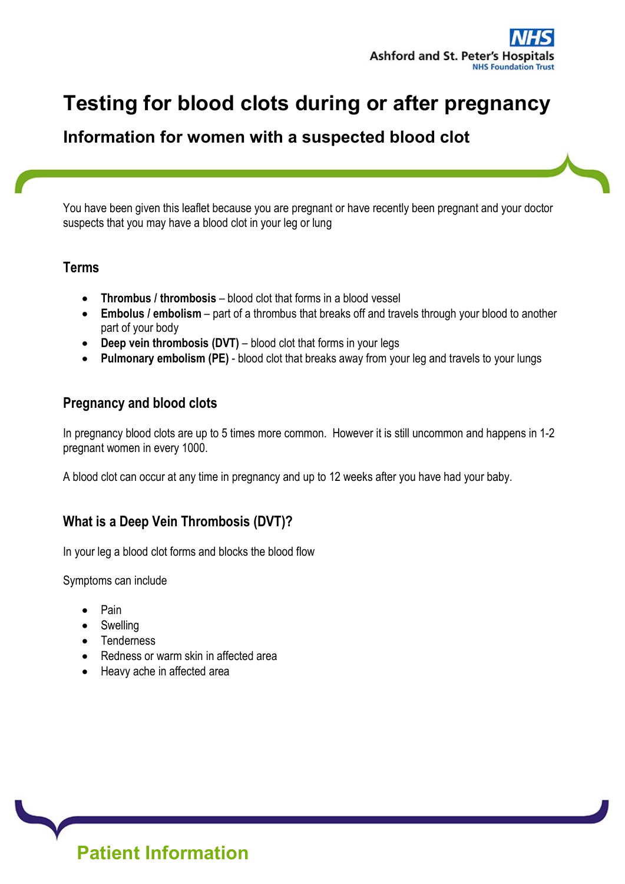# Testing for blood clots during or after pregnancy

## Information for women with a suspected blood clot

You have been given this leaflet because you are pregnant or have recently been pregnant and your doctor suspects that you may have a blood clot in your leg or lung

### Terms

- **Thrombus / thrombosis** – blood clot that forms in a blood vessel
- **Embolus / embolism** – part of a thrombus that breaks off and travels through your blood to another part of your body
- **Deep vein thrombosis (DVT)** – blood clot that forms in your legs
- **Pulmonary embolism (PE)** - blood clot that breaks away from your leg and travels to your lungs

### Pregnancy and blood clots

In pregnancy blood clots are up to 5 times more common. However it is still uncommon and happens in 1-2 pregnant women in every 1000.

A blood clot can occur at any time in pregnancy and up to 12 weeks after you have had your baby.

### What is a Deep Vein Thrombosis (DVT)?

In your leg a blood clot forms and blocks the blood flow

Symptoms can include

- Pain
- Swelling
- Tenderness
- Redness or warm skin in affected area
- Heavy ache in affected area

Patient Information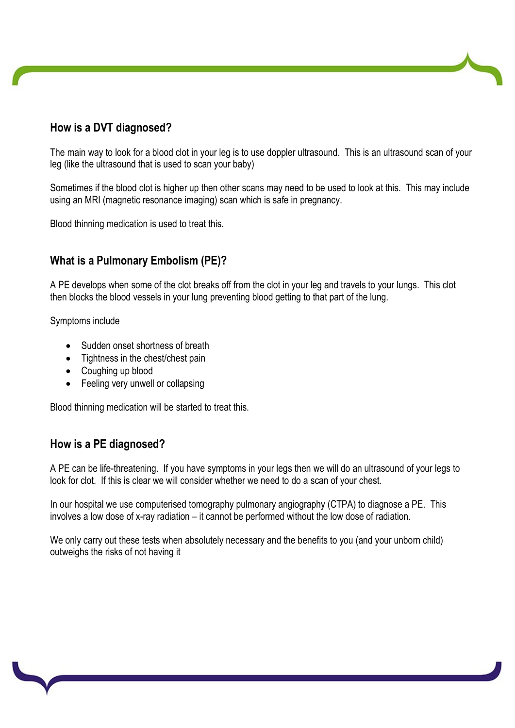## How is a DVT diagnosed?

The main way to look for a blood clot in your leg is to use doppler ultrasound. This is an ultrasound scan of your leg (like the ultrasound that is used to scan your baby)

Sometimes if the blood clot is higher up then other scans may need to be used to look at this. This may include using an MRI (magnetic resonance imaging) scan which is safe in pregnancy.

Blood thinning medication is used to treat this.

## What is a Pulmonary Embolism (PE)?

A PE develops when some of the clot breaks off from the clot in your leg and travels to your lungs. This clot then blocks the blood vessels in your lung preventing blood getting to that part of the lung.

Symptoms include

- Sudden onset shortness of breath
- Tightness in the chest/chest pain
- Coughing up blood
- Feeling very unwell or collapsing

Blood thinning medication will be started to treat this.

## How is a PE diagnosed?

A PE can be life-threatening. If you have symptoms in your legs then we will do an ultrasound of your legs to look for clot. If this is clear we will consider whether we need to do a scan of your chest.

In our hospital we use computerised tomography pulmonary angiography (CTPA) to diagnose a PE. This involves a low dose of x-ray radiation – it cannot be performed without the low dose of radiation.

We only carry out these tests when absolutely necessary and the benefits to you (and your unborn child) outweighs the risks of not having it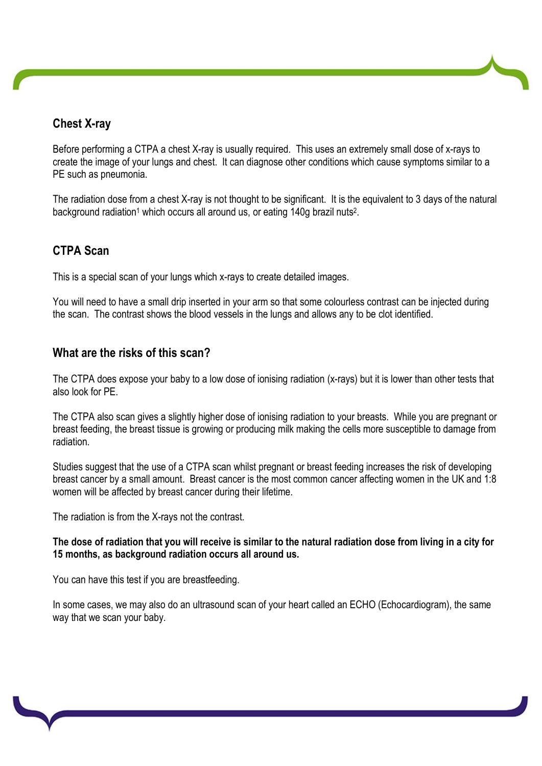## Chest X-ray

Before performing a CTPA a chest X-ray is usually required. This uses an extremely small dose of x-rays to create the image of your lungs and chest. It can diagnose other conditions which cause symptoms similar to a PE such as pneumonia.

The radiation dose from a chest X-ray is not thought to be significant. It is the equivalent to 3 days of the natural background radiation[1] which occurs all around us, or eating 140g brazil nuts[2].

## CTPA Scan

This is a special scan of your lungs which x-rays to create detailed images.

You will need to have a small drip inserted in your arm so that some colourless contrast can be injected during the scan. The contrast shows the blood vessels in the lungs and allows any to be clot identified.

## What are the risks of this scan?

The CTPA does expose your baby to a low dose of ionising radiation (x-rays) but it is lower than other tests that also look for PE.

The CTPA also scan gives a slightly higher dose of ionising radiation to your breasts. While you are pregnant or breast feeding, the breast tissue is growing or producing milk making the cells more susceptible to damage from radiation.

Studies suggest that the use of a CTPA scan whilst pregnant or breast feeding increases the risk of developing breast cancer by a small amount. Breast cancer is the most common cancer affecting women in the UK and 1:8 women will be affected by breast cancer during their lifetime.

The radiation is from the X-rays not the contrast.

**The dose of radiation that you will receive is similar to the natural radiation dose from living in a city for 15 months, as background radiation occurs all around us.**

You can have this test if you are breastfeeding.

In some cases, we may also do an ultrasound scan of your heart called an ECHO (Echocardiogram), the same way that we scan your baby.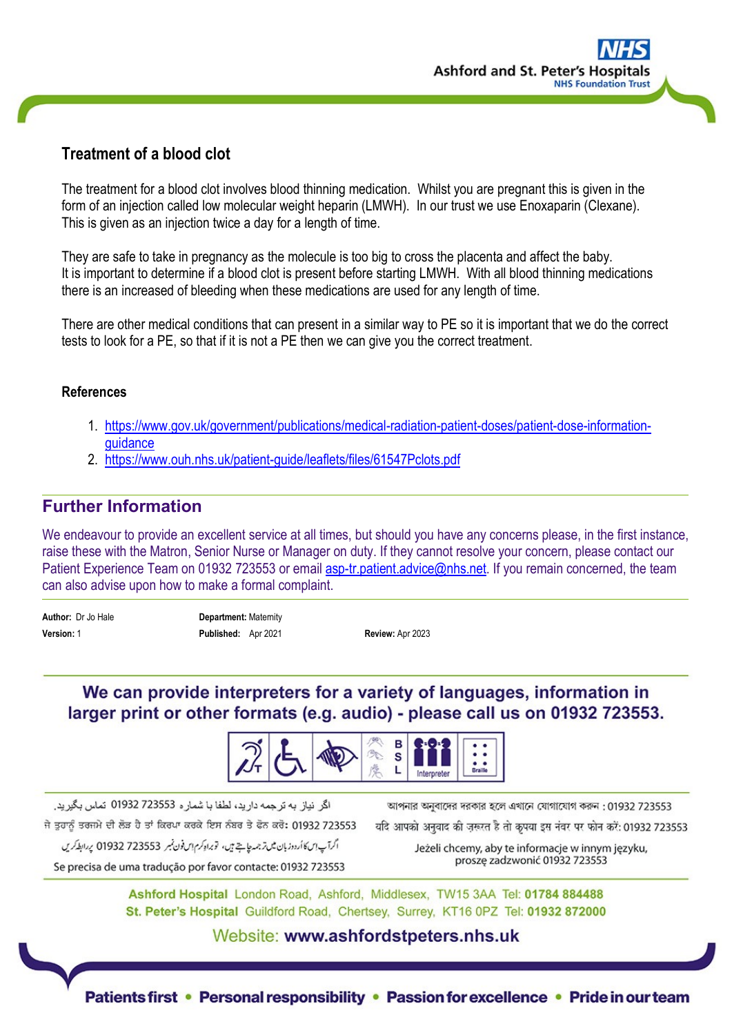## Treatment of a blood clot

The treatment for a blood clot involves blood thinning medication. Whilst you are pregnant this is given in the form of an injection called low molecular weight heparin (LMWH). In our trust we use Enoxaparin (Clexane). This is given as an injection twice a day for a length of time.

They are safe to take in pregnancy as the molecule is too big to cross the placenta and affect the baby. It is important to determine if a blood clot is present before starting LMWH. With all blood thinning medications there is an increased of bleeding when these medications are used for any length of time.

There are other medical conditions that can present in a similar way to PE so it is important that we do the correct tests to look for a PE, so that if it is not a PE then we can give you the correct treatment.

### References

1. https://www.gov.uk/government/publications/medical-radiation-patient-doses/patient-dose-information-guidance
2. https://www.ouh.nhs.uk/patient-guide/leaflets/files/61547Pclots.pdf

## Further Information

We endeavour to provide an excellent service at all times, but should you have any concerns please, in the first instance, raise these with the Matron, Senior Nurse or Manager on duty. If they cannot resolve your concern, please contact our Patient Experience Team on 01932 723553 or email asp-tr.patient.advice@nhs.net. If you remain concerned, the team can also advise upon how to make a formal complaint.

**Author:** Dr Jo Hale
**Department:** Maternity
**Version:** 1
**Published:** Apr 2021
**Review:** Apr 2023

**We can provide interpreters for a variety of languages, information in larger print or other formats (e.g. audio) - please call us on 01932 723553.**

BSL Interpreter Braille

اگر نیاز به ترجمه دارید، لطفا با شماره 01932 723553 تماس بگیرید.

আপনার অনুবাদের দরকার হলে এখানে যোগাযোগ করুন : 01932 723553

ਜੇ ਤੁਹਾਨੂੰ ਤਰਜਮੇ ਦੀ ਲੋੜ ਹੈ ਤਾਂ ਕਿਰਪਾ ਕਰਕੇ ਇਸ ਨੰਬਰ ਤੇ ਫੋਨ ਕਰੋ: 01932 723553

यदि आपको अनुवाद की ज़रूरत है तो कृपया इस नंबर पर फोन करें: 01932 723553

اگرآپ اس کا اُردو زبان میں ترجمہ چاہتے ہیں، تو براہِ کرم اس فون نمبر 01932 723553 پر رابطہ کریں

Jeżeli chcemy, aby te informacje w innym języku, proszę zadzwonić 01932 723553

Se precisa de uma tradução por favor contacte: 01932 723553

**Ashford Hospital** London Road, Ashford, Middlesex, TW15 3AA Tel: **01784 884488**
**St. Peter's Hospital** Guildford Road, Chertsey, Surrey, KT16 0PZ Tel: **01932 872000**

Website: **www.ashfordstpeters.nhs.uk**

**Patients first • Personal responsibility • Passion for excellence • Pride in our team**